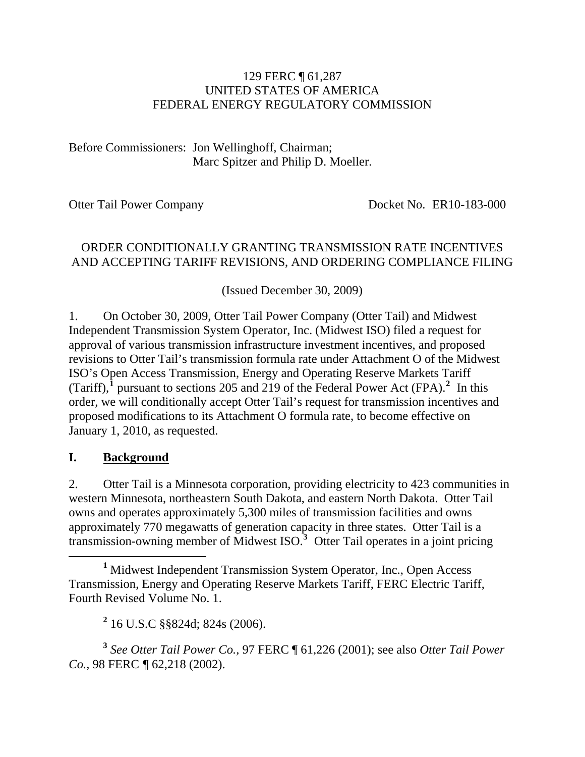129 FERC ¶ 61,287
UNITED STATES OF AMERICA
FEDERAL ENERGY REGULATORY COMMISSION

Before Commissioners: Jon Wellinghoff, Chairman;
Marc Spitzer and Philip D. Moeller.

Otter Tail Power Company Docket No. ER10-183-000

ORDER CONDITIONALLY GRANTING TRANSMISSION RATE INCENTIVES AND ACCEPTING TARIFF REVISIONS, AND ORDERING COMPLIANCE FILING

(Issued December 30, 2009)

1. On October 30, 2009, Otter Tail Power Company (Otter Tail) and Midwest Independent Transmission System Operator, Inc. (Midwest ISO) filed a request for approval of various transmission infrastructure investment incentives, and proposed revisions to Otter Tail's transmission formula rate under Attachment O of the Midwest ISO's Open Access Transmission, Energy and Operating Reserve Markets Tariff (Tariff),[1] pursuant to sections 205 and 219 of the Federal Power Act (FPA).[2] In this order, we will conditionally accept Otter Tail's request for transmission incentives and proposed modifications to its Attachment O formula rate, to become effective on January 1, 2010, as requested.

## I. Background

2. Otter Tail is a Minnesota corporation, providing electricity to 423 communities in western Minnesota, northeastern South Dakota, and eastern North Dakota. Otter Tail owns and operates approximately 5,300 miles of transmission facilities and owns approximately 770 megawatts of generation capacity in three states. Otter Tail is a transmission-owning member of Midwest ISO.[3] Otter Tail operates in a joint pricing

[1] Midwest Independent Transmission System Operator, Inc., Open Access Transmission, Energy and Operating Reserve Markets Tariff, FERC Electric Tariff, Fourth Revised Volume No. 1.

[2] 16 U.S.C §§824d; 824s (2006).

[3] *See Otter Tail Power Co.,* 97 FERC ¶ 61,226 (2001); see also *Otter Tail Power Co.,* 98 FERC ¶ 62,218 (2002).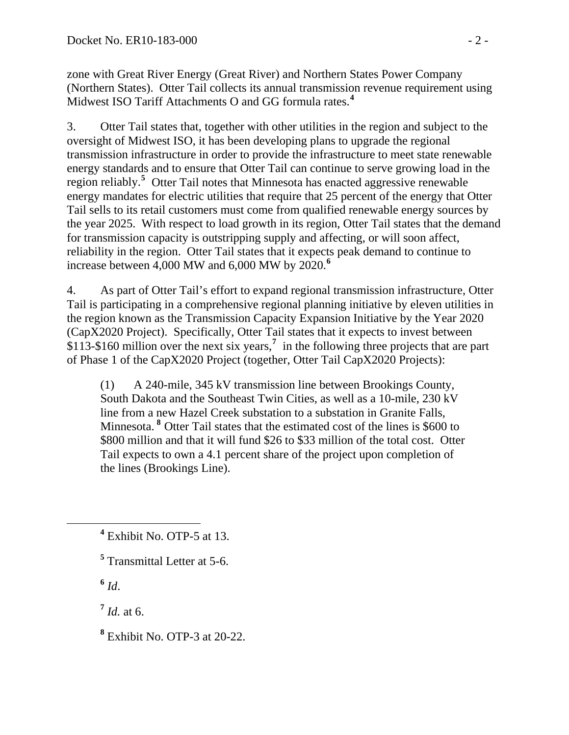zone with Great River Energy (Great River) and Northern States Power Company (Northern States). Otter Tail collects its annual transmission revenue requirement using Midwest ISO Tariff Attachments O and GG formula rates.[4]

3. Otter Tail states that, together with other utilities in the region and subject to the oversight of Midwest ISO, it has been developing plans to upgrade the regional transmission infrastructure in order to provide the infrastructure to meet state renewable energy standards and to ensure that Otter Tail can continue to serve growing load in the region reliably.[5] Otter Tail notes that Minnesota has enacted aggressive renewable energy mandates for electric utilities that require that 25 percent of the energy that Otter Tail sells to its retail customers must come from qualified renewable energy sources by the year 2025. With respect to load growth in its region, Otter Tail states that the demand for transmission capacity is outstripping supply and affecting, or will soon affect, reliability in the region. Otter Tail states that it expects peak demand to continue to increase between 4,000 MW and 6,000 MW by 2020.[6]

4. As part of Otter Tail's effort to expand regional transmission infrastructure, Otter Tail is participating in a comprehensive regional planning initiative by eleven utilities in the region known as the Transmission Capacity Expansion Initiative by the Year 2020 (CapX2020 Project). Specifically, Otter Tail states that it expects to invest between $113-$160 million over the next six years,[7] in the following three projects that are part of Phase 1 of the CapX2020 Project (together, Otter Tail CapX2020 Projects):

> (1) A 240-mile, 345 kV transmission line between Brookings County, South Dakota and the Southeast Twin Cities, as well as a 10-mile, 230 kV line from a new Hazel Creek substation to a substation in Granite Falls, Minnesota.[8] Otter Tail states that the estimated cost of the lines is $600 to $800 million and that it will fund $26 to $33 million of the total cost. Otter Tail expects to own a 4.1 percent share of the project upon completion of the lines (Brookings Line).

---

[4] Exhibit No. OTP-5 at 13.

[5] Transmittal Letter at 5-6.

[6] *Id*.

[7] *Id.* at 6.

[8] Exhibit No. OTP-3 at 20-22.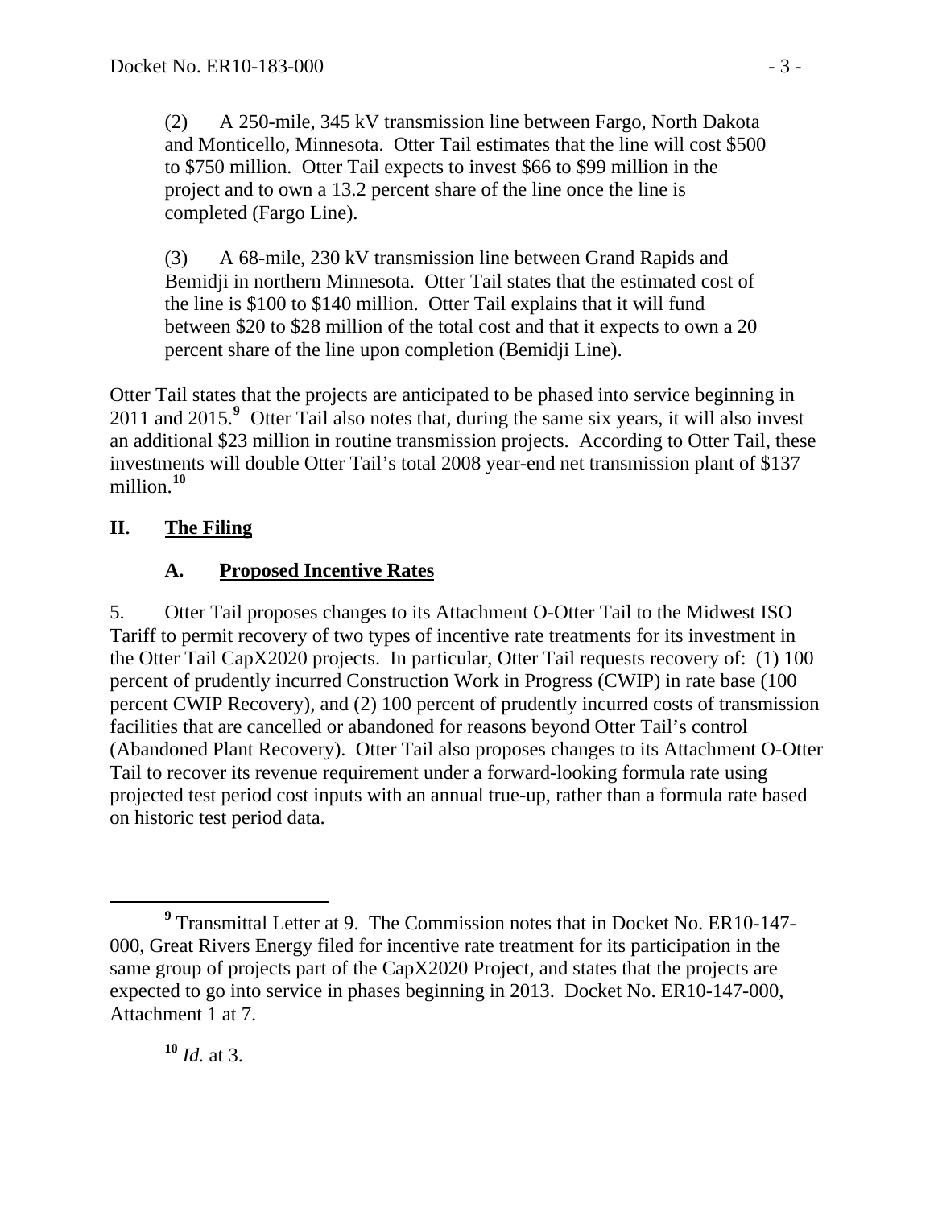(2) A 250-mile, 345 kV transmission line between Fargo, North Dakota and Monticello, Minnesota. Otter Tail estimates that the line will cost $500 to $750 million. Otter Tail expects to invest $66 to $99 million in the project and to own a 13.2 percent share of the line once the line is completed (Fargo Line).

(3) A 68-mile, 230 kV transmission line between Grand Rapids and Bemidji in northern Minnesota. Otter Tail states that the estimated cost of the line is $100 to $140 million. Otter Tail explains that it will fund between $20 to $28 million of the total cost and that it expects to own a 20 percent share of the line upon completion (Bemidji Line).

Otter Tail states that the projects are anticipated to be phased into service beginning in 2011 and 2015.[9] Otter Tail also notes that, during the same six years, it will also invest an additional $23 million in routine transmission projects. According to Otter Tail, these investments will double Otter Tail's total 2008 year-end net transmission plant of $137 million.[10]

## II. The Filing

### A. Proposed Incentive Rates

5. Otter Tail proposes changes to its Attachment O-Otter Tail to the Midwest ISO Tariff to permit recovery of two types of incentive rate treatments for its investment in the Otter Tail CapX2020 projects. In particular, Otter Tail requests recovery of: (1) 100 percent of prudently incurred Construction Work in Progress (CWIP) in rate base (100 percent CWIP Recovery), and (2) 100 percent of prudently incurred costs of transmission facilities that are cancelled or abandoned for reasons beyond Otter Tail's control (Abandoned Plant Recovery). Otter Tail also proposes changes to its Attachment O-Otter Tail to recover its revenue requirement under a forward-looking formula rate using projected test period cost inputs with an annual true-up, rather than a formula rate based on historic test period data.

---

[9] Transmittal Letter at 9. The Commission notes that in Docket No. ER10-147-000, Great Rivers Energy filed for incentive rate treatment for its participation in the same group of projects part of the CapX2020 Project, and states that the projects are expected to go into service in phases beginning in 2013. Docket No. ER10-147-000, Attachment 1 at 7.

[10] *Id.* at 3.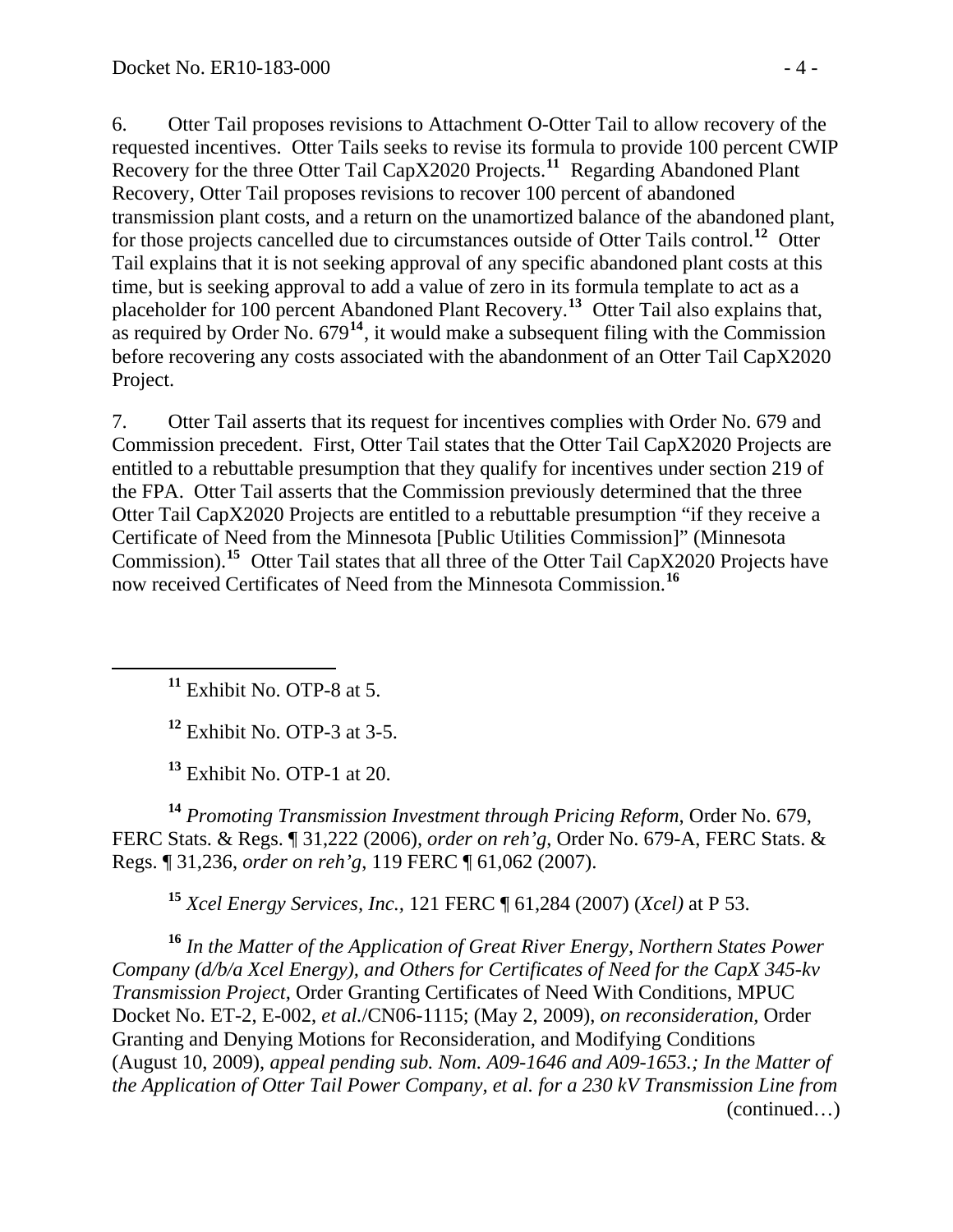6. Otter Tail proposes revisions to Attachment O-Otter Tail to allow recovery of the requested incentives. Otter Tails seeks to revise its formula to provide 100 percent CWIP Recovery for the three Otter Tail CapX2020 Projects.[11] Regarding Abandoned Plant Recovery, Otter Tail proposes revisions to recover 100 percent of abandoned transmission plant costs, and a return on the unamortized balance of the abandoned plant, for those projects cancelled due to circumstances outside of Otter Tails control.[12] Otter Tail explains that it is not seeking approval of any specific abandoned plant costs at this time, but is seeking approval to add a value of zero in its formula template to act as a placeholder for 100 percent Abandoned Plant Recovery.[13] Otter Tail also explains that, as required by Order No. 679[14], it would make a subsequent filing with the Commission before recovering any costs associated with the abandonment of an Otter Tail CapX2020 Project.

7. Otter Tail asserts that its request for incentives complies with Order No. 679 and Commission precedent. First, Otter Tail states that the Otter Tail CapX2020 Projects are entitled to a rebuttable presumption that they qualify for incentives under section 219 of the FPA. Otter Tail asserts that the Commission previously determined that the three Otter Tail CapX2020 Projects are entitled to a rebuttable presumption "if they receive a Certificate of Need from the Minnesota [Public Utilities Commission]" (Minnesota Commission).[15] Otter Tail states that all three of the Otter Tail CapX2020 Projects have now received Certificates of Need from the Minnesota Commission.[16]

---

[11] Exhibit No. OTP-8 at 5.

[12] Exhibit No. OTP-3 at 3-5.

[13] Exhibit No. OTP-1 at 20.

[14] *Promoting Transmission Investment through Pricing Reform*, Order No. 679, FERC Stats. & Regs. ¶ 31,222 (2006), *order on reh'g*, Order No. 679-A, FERC Stats. & Regs. ¶ 31,236, *order on reh'g*, 119 FERC ¶ 61,062 (2007).

[15] *Xcel Energy Services, Inc.*, 121 FERC ¶ 61,284 (2007) (*Xcel)* at P 53.

[16] *In the Matter of the Application of Great River Energy, Northern States Power Company (d/b/a Xcel Energy), and Others for Certificates of Need for the CapX 345-kv Transmission Project*, Order Granting Certificates of Need With Conditions, MPUC Docket No. ET-2, E-002, *et al.*/CN06-1115; (May 2, 2009), *on reconsideration*, Order Granting and Denying Motions for Reconsideration, and Modifying Conditions (August 10, 2009), *appeal pending sub. Nom. A09-1646 and A09-1653.; In the Matter of the Application of Otter Tail Power Company, et al. for a 230 kV Transmission Line from* (continued…)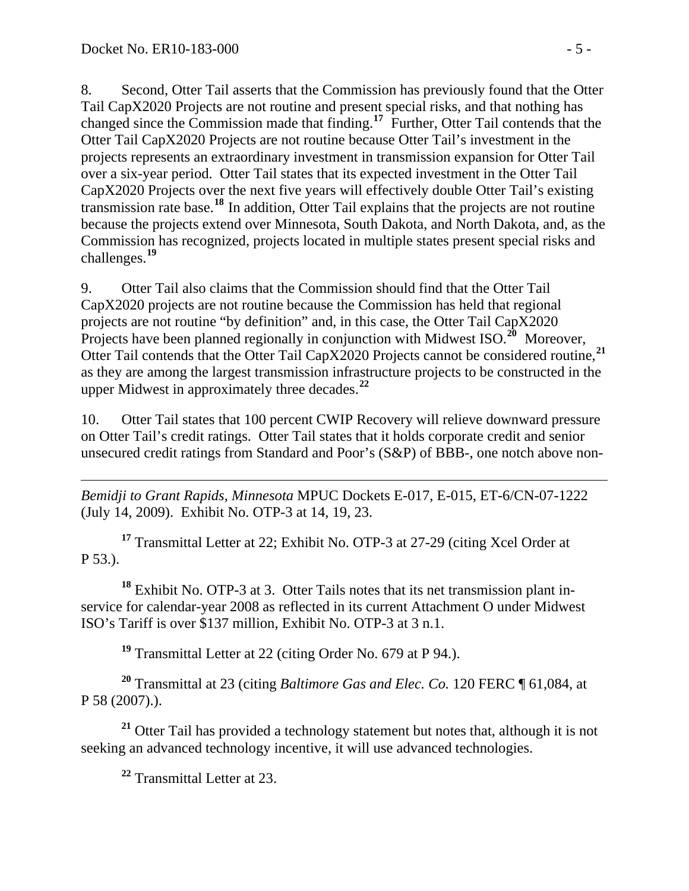8. Second, Otter Tail asserts that the Commission has previously found that the Otter Tail CapX2020 Projects are not routine and present special risks, and that nothing has changed since the Commission made that finding.[17] Further, Otter Tail contends that the Otter Tail CapX2020 Projects are not routine because Otter Tail's investment in the projects represents an extraordinary investment in transmission expansion for Otter Tail over a six-year period. Otter Tail states that its expected investment in the Otter Tail CapX2020 Projects over the next five years will effectively double Otter Tail's existing transmission rate base.[18] In addition, Otter Tail explains that the projects are not routine because the projects extend over Minnesota, South Dakota, and North Dakota, and, as the Commission has recognized, projects located in multiple states present special risks and challenges.[19]

9. Otter Tail also claims that the Commission should find that the Otter Tail CapX2020 projects are not routine because the Commission has held that regional projects are not routine "by definition" and, in this case, the Otter Tail CapX2020 Projects have been planned regionally in conjunction with Midwest ISO.[20] Moreover, Otter Tail contends that the Otter Tail CapX2020 Projects cannot be considered routine,[21] as they are among the largest transmission infrastructure projects to be constructed in the upper Midwest in approximately three decades.[22]

10. Otter Tail states that 100 percent CWIP Recovery will relieve downward pressure on Otter Tail's credit ratings. Otter Tail states that it holds corporate credit and senior unsecured credit ratings from Standard and Poor's (S&P) of BBB-, one notch above non-

---

*Bemidji to Grant Rapids, Minnesota* MPUC Dockets E-017, E-015, ET-6/CN-07-1222 (July 14, 2009). Exhibit No. OTP-3 at 14, 19, 23.

[17] Transmittal Letter at 22; Exhibit No. OTP-3 at 27-29 (citing Xcel Order at P 53.).

[18] Exhibit No. OTP-3 at 3. Otter Tails notes that its net transmission plant in-service for calendar-year 2008 as reflected in its current Attachment O under Midwest ISO's Tariff is over $137 million, Exhibit No. OTP-3 at 3 n.1.

[19] Transmittal Letter at 22 (citing Order No. 679 at P 94.).

[20] Transmittal at 23 (citing *Baltimore Gas and Elec. Co.* 120 FERC ¶ 61,084, at P 58 (2007).).

[21] Otter Tail has provided a technology statement but notes that, although it is not seeking an advanced technology incentive, it will use advanced technologies.

[22] Transmittal Letter at 23.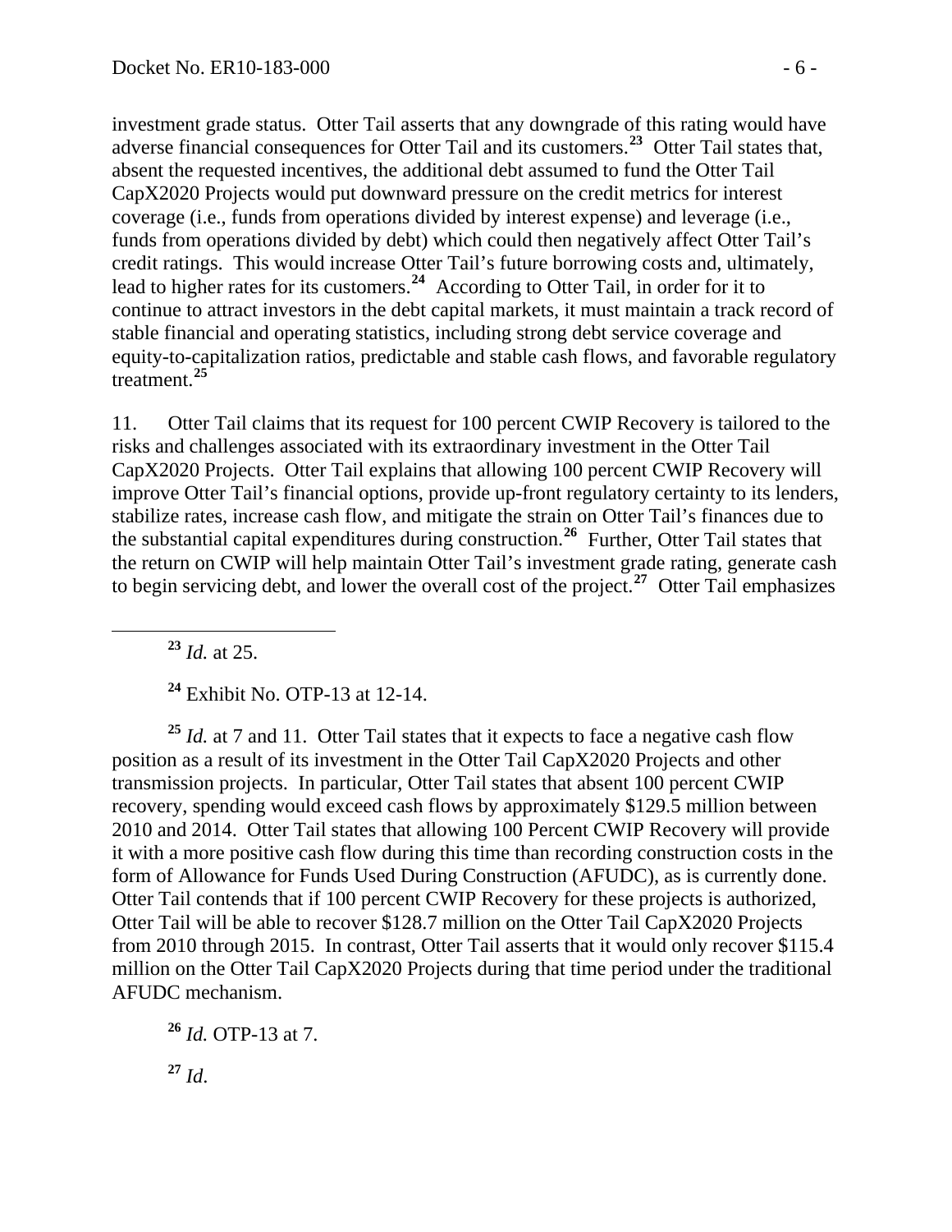investment grade status. Otter Tail asserts that any downgrade of this rating would have adverse financial consequences for Otter Tail and its customers.[23] Otter Tail states that, absent the requested incentives, the additional debt assumed to fund the Otter Tail CapX2020 Projects would put downward pressure on the credit metrics for interest coverage (i.e., funds from operations divided by interest expense) and leverage (i.e., funds from operations divided by debt) which could then negatively affect Otter Tail's credit ratings. This would increase Otter Tail's future borrowing costs and, ultimately, lead to higher rates for its customers.[24] According to Otter Tail, in order for it to continue to attract investors in the debt capital markets, it must maintain a track record of stable financial and operating statistics, including strong debt service coverage and equity-to-capitalization ratios, predictable and stable cash flows, and favorable regulatory treatment.[25]

11. Otter Tail claims that its request for 100 percent CWIP Recovery is tailored to the risks and challenges associated with its extraordinary investment in the Otter Tail CapX2020 Projects. Otter Tail explains that allowing 100 percent CWIP Recovery will improve Otter Tail's financial options, provide up-front regulatory certainty to its lenders, stabilize rates, increase cash flow, and mitigate the strain on Otter Tail's finances due to the substantial capital expenditures during construction.[26] Further, Otter Tail states that the return on CWIP will help maintain Otter Tail's investment grade rating, generate cash to begin servicing debt, and lower the overall cost of the project.[27] Otter Tail emphasizes

---

[23] *Id.* at 25.

[24] Exhibit No. OTP-13 at 12-14.

[25] *Id.* at 7 and 11. Otter Tail states that it expects to face a negative cash flow position as a result of its investment in the Otter Tail CapX2020 Projects and other transmission projects. In particular, Otter Tail states that absent 100 percent CWIP recovery, spending would exceed cash flows by approximately $129.5 million between 2010 and 2014. Otter Tail states that allowing 100 Percent CWIP Recovery will provide it with a more positive cash flow during this time than recording construction costs in the form of Allowance for Funds Used During Construction (AFUDC), as is currently done. Otter Tail contends that if 100 percent CWIP Recovery for these projects is authorized, Otter Tail will be able to recover $128.7 million on the Otter Tail CapX2020 Projects from 2010 through 2015. In contrast, Otter Tail asserts that it would only recover $115.4 million on the Otter Tail CapX2020 Projects during that time period under the traditional AFUDC mechanism.

[26] *Id.* OTP-13 at 7.

[27] *Id*.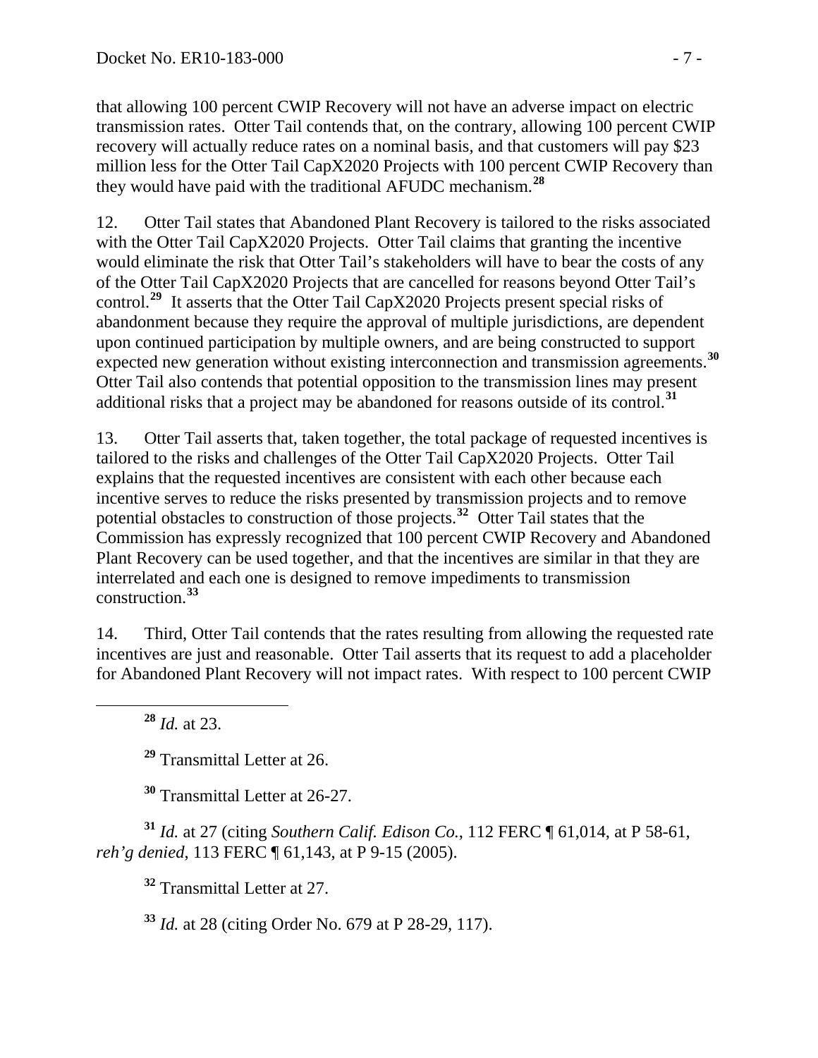that allowing 100 percent CWIP Recovery will not have an adverse impact on electric transmission rates. Otter Tail contends that, on the contrary, allowing 100 percent CWIP recovery will actually reduce rates on a nominal basis, and that customers will pay $23 million less for the Otter Tail CapX2020 Projects with 100 percent CWIP Recovery than they would have paid with the traditional AFUDC mechanism.[28]

12. Otter Tail states that Abandoned Plant Recovery is tailored to the risks associated with the Otter Tail CapX2020 Projects. Otter Tail claims that granting the incentive would eliminate the risk that Otter Tail's stakeholders will have to bear the costs of any of the Otter Tail CapX2020 Projects that are cancelled for reasons beyond Otter Tail's control.[29] It asserts that the Otter Tail CapX2020 Projects present special risks of abandonment because they require the approval of multiple jurisdictions, are dependent upon continued participation by multiple owners, and are being constructed to support expected new generation without existing interconnection and transmission agreements.[30] Otter Tail also contends that potential opposition to the transmission lines may present additional risks that a project may be abandoned for reasons outside of its control.[31]

13. Otter Tail asserts that, taken together, the total package of requested incentives is tailored to the risks and challenges of the Otter Tail CapX2020 Projects. Otter Tail explains that the requested incentives are consistent with each other because each incentive serves to reduce the risks presented by transmission projects and to remove potential obstacles to construction of those projects.[32] Otter Tail states that the Commission has expressly recognized that 100 percent CWIP Recovery and Abandoned Plant Recovery can be used together, and that the incentives are similar in that they are interrelated and each one is designed to remove impediments to transmission construction.[33]

14. Third, Otter Tail contends that the rates resulting from allowing the requested rate incentives are just and reasonable. Otter Tail asserts that its request to add a placeholder for Abandoned Plant Recovery will not impact rates. With respect to 100 percent CWIP

---

[28] *Id.* at 23.

[29] Transmittal Letter at 26.

[30] Transmittal Letter at 26-27.

[31] *Id.* at 27 (citing *Southern Calif. Edison Co.*, 112 FERC ¶ 61,014, at P 58-61, *reh'g denied*, 113 FERC ¶ 61,143, at P 9-15 (2005).

[32] Transmittal Letter at 27.

[33] *Id.* at 28 (citing Order No. 679 at P 28-29, 117).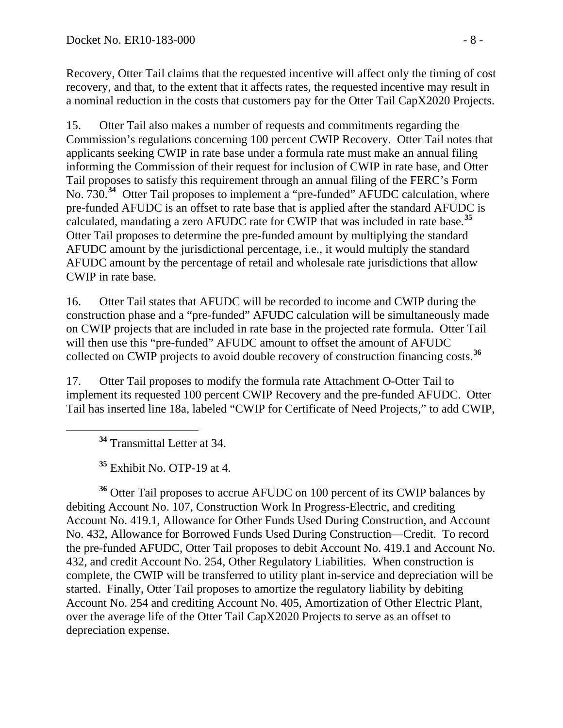Recovery, Otter Tail claims that the requested incentive will affect only the timing of cost recovery, and that, to the extent that it affects rates, the requested incentive may result in a nominal reduction in the costs that customers pay for the Otter Tail CapX2020 Projects.

15. Otter Tail also makes a number of requests and commitments regarding the Commission's regulations concerning 100 percent CWIP Recovery. Otter Tail notes that applicants seeking CWIP in rate base under a formula rate must make an annual filing informing the Commission of their request for inclusion of CWIP in rate base, and Otter Tail proposes to satisfy this requirement through an annual filing of the FERC's Form No. 730.[34] Otter Tail proposes to implement a "pre-funded" AFUDC calculation, where pre-funded AFUDC is an offset to rate base that is applied after the standard AFUDC is calculated, mandating a zero AFUDC rate for CWIP that was included in rate base.[35] Otter Tail proposes to determine the pre-funded amount by multiplying the standard AFUDC amount by the jurisdictional percentage, i.e., it would multiply the standard AFUDC amount by the percentage of retail and wholesale rate jurisdictions that allow CWIP in rate base.

16. Otter Tail states that AFUDC will be recorded to income and CWIP during the construction phase and a "pre-funded" AFUDC calculation will be simultaneously made on CWIP projects that are included in rate base in the projected rate formula. Otter Tail will then use this "pre-funded" AFUDC amount to offset the amount of AFUDC collected on CWIP projects to avoid double recovery of construction financing costs.[36]

17. Otter Tail proposes to modify the formula rate Attachment O-Otter Tail to implement its requested 100 percent CWIP Recovery and the pre-funded AFUDC. Otter Tail has inserted line 18a, labeled "CWIP for Certificate of Need Projects," to add CWIP,

---

[34] Transmittal Letter at 34.

[35] Exhibit No. OTP-19 at 4.

[36] Otter Tail proposes to accrue AFUDC on 100 percent of its CWIP balances by debiting Account No. 107, Construction Work In Progress-Electric, and crediting Account No. 419.1, Allowance for Other Funds Used During Construction, and Account No. 432, Allowance for Borrowed Funds Used During Construction—Credit. To record the pre-funded AFUDC, Otter Tail proposes to debit Account No. 419.1 and Account No. 432, and credit Account No. 254, Other Regulatory Liabilities. When construction is complete, the CWIP will be transferred to utility plant in-service and depreciation will be started. Finally, Otter Tail proposes to amortize the regulatory liability by debiting Account No. 254 and crediting Account No. 405, Amortization of Other Electric Plant, over the average life of the Otter Tail CapX2020 Projects to serve as an offset to depreciation expense.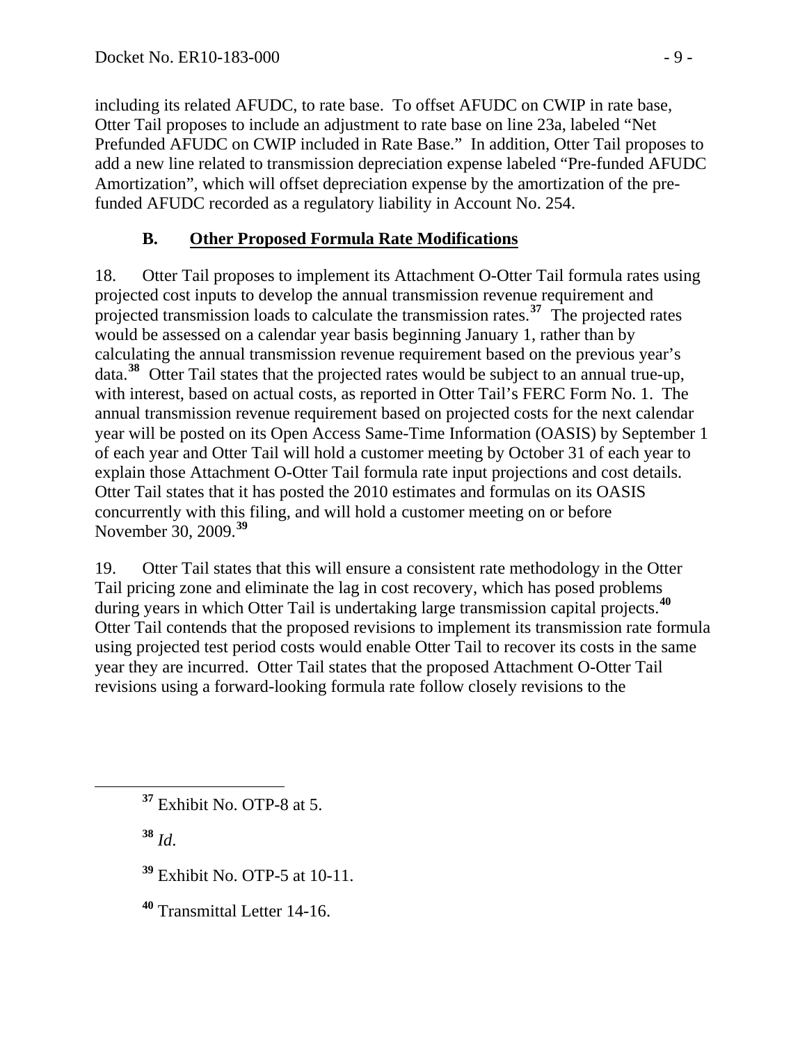including its related AFUDC, to rate base. To offset AFUDC on CWIP in rate base, Otter Tail proposes to include an adjustment to rate base on line 23a, labeled "Net Prefunded AFUDC on CWIP included in Rate Base." In addition, Otter Tail proposes to add a new line related to transmission depreciation expense labeled "Pre-funded AFUDC Amortization", which will offset depreciation expense by the amortization of the pre-funded AFUDC recorded as a regulatory liability in Account No. 254.

### B. Other Proposed Formula Rate Modifications

18. Otter Tail proposes to implement its Attachment O-Otter Tail formula rates using projected cost inputs to develop the annual transmission revenue requirement and projected transmission loads to calculate the transmission rates.[37] The projected rates would be assessed on a calendar year basis beginning January 1, rather than by calculating the annual transmission revenue requirement based on the previous year's data.[38] Otter Tail states that the projected rates would be subject to an annual true-up, with interest, based on actual costs, as reported in Otter Tail's FERC Form No. 1. The annual transmission revenue requirement based on projected costs for the next calendar year will be posted on its Open Access Same-Time Information (OASIS) by September 1 of each year and Otter Tail will hold a customer meeting by October 31 of each year to explain those Attachment O-Otter Tail formula rate input projections and cost details. Otter Tail states that it has posted the 2010 estimates and formulas on its OASIS concurrently with this filing, and will hold a customer meeting on or before November 30, 2009.[39]

19. Otter Tail states that this will ensure a consistent rate methodology in the Otter Tail pricing zone and eliminate the lag in cost recovery, which has posed problems during years in which Otter Tail is undertaking large transmission capital projects.[40] Otter Tail contends that the proposed revisions to implement its transmission rate formula using projected test period costs would enable Otter Tail to recover its costs in the same year they are incurred. Otter Tail states that the proposed Attachment O-Otter Tail revisions using a forward-looking formula rate follow closely revisions to the

---

[37] Exhibit No. OTP-8 at 5.

[38] *Id.*

[39] Exhibit No. OTP-5 at 10-11.

[40] Transmittal Letter 14-16.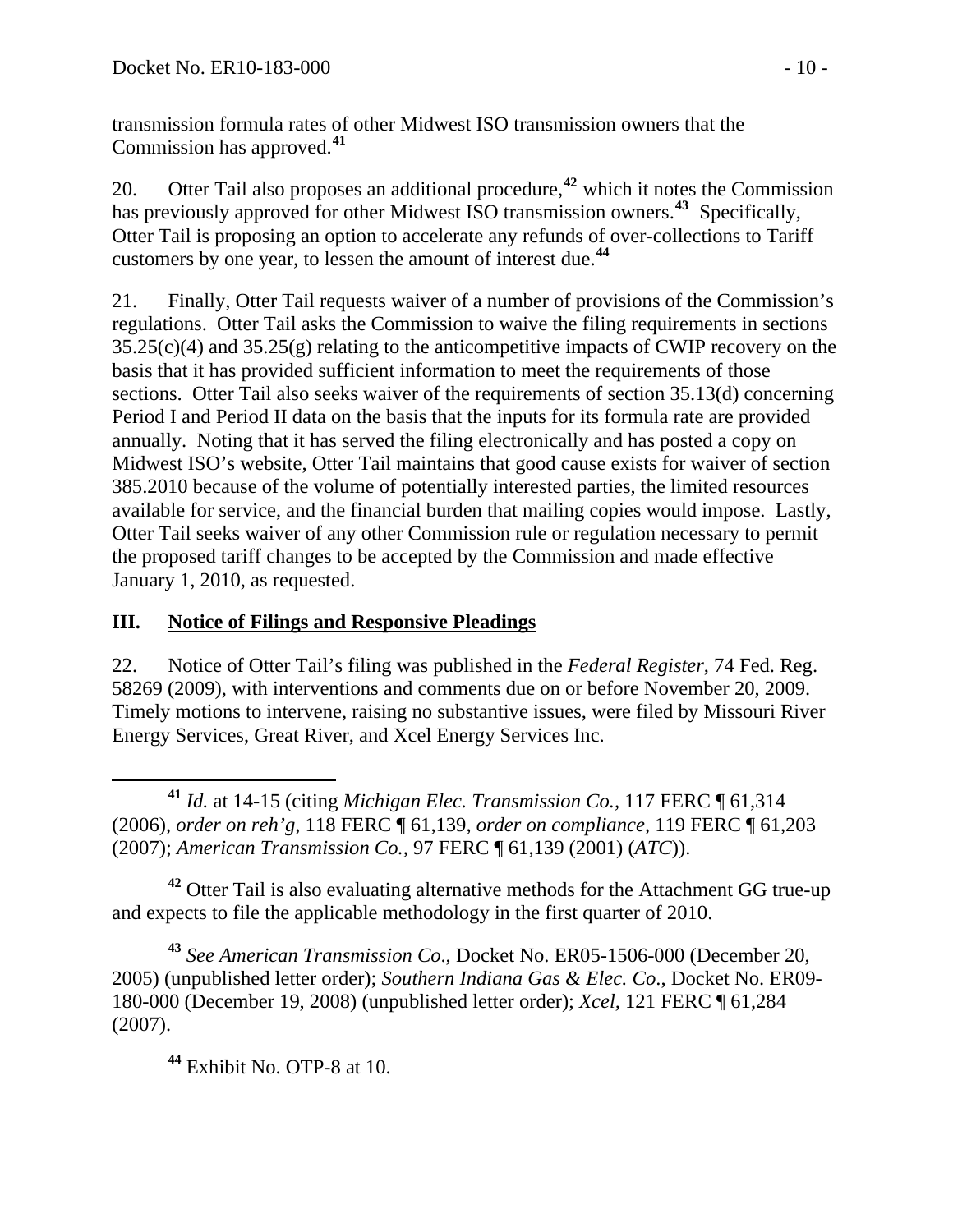transmission formula rates of other Midwest ISO transmission owners that the Commission has approved.[41]

20. Otter Tail also proposes an additional procedure,[42] which it notes the Commission has previously approved for other Midwest ISO transmission owners.[43] Specifically, Otter Tail is proposing an option to accelerate any refunds of over-collections to Tariff customers by one year, to lessen the amount of interest due.[44]

21. Finally, Otter Tail requests waiver of a number of provisions of the Commission's regulations. Otter Tail asks the Commission to waive the filing requirements in sections 35.25(c)(4) and 35.25(g) relating to the anticompetitive impacts of CWIP recovery on the basis that it has provided sufficient information to meet the requirements of those sections. Otter Tail also seeks waiver of the requirements of section 35.13(d) concerning Period I and Period II data on the basis that the inputs for its formula rate are provided annually. Noting that it has served the filing electronically and has posted a copy on Midwest ISO's website, Otter Tail maintains that good cause exists for waiver of section 385.2010 because of the volume of potentially interested parties, the limited resources available for service, and the financial burden that mailing copies would impose. Lastly, Otter Tail seeks waiver of any other Commission rule or regulation necessary to permit the proposed tariff changes to be accepted by the Commission and made effective January 1, 2010, as requested.

## III. Notice of Filings and Responsive Pleadings

22. Notice of Otter Tail's filing was published in the *Federal Register*, 74 Fed. Reg. 58269 (2009), with interventions and comments due on or before November 20, 2009. Timely motions to intervene, raising no substantive issues, were filed by Missouri River Energy Services, Great River, and Xcel Energy Services Inc.

---

[41] *Id.* at 14-15 (citing *Michigan Elec. Transmission Co.*, 117 FERC ¶ 61,314 (2006), *order on reh'g*, 118 FERC ¶ 61,139, *order on compliance*, 119 FERC ¶ 61,203 (2007); *American Transmission Co.*, 97 FERC ¶ 61,139 (2001) (*ATC*)).

[42] Otter Tail is also evaluating alternative methods for the Attachment GG true-up and expects to file the applicable methodology in the first quarter of 2010.

[43] *See American Transmission Co*., Docket No. ER05-1506-000 (December 20, 2005) (unpublished letter order); *Southern Indiana Gas & Elec. Co*., Docket No. ER09-180-000 (December 19, 2008) (unpublished letter order); *Xcel*, 121 FERC ¶ 61,284 (2007).

[44] Exhibit No. OTP-8 at 10.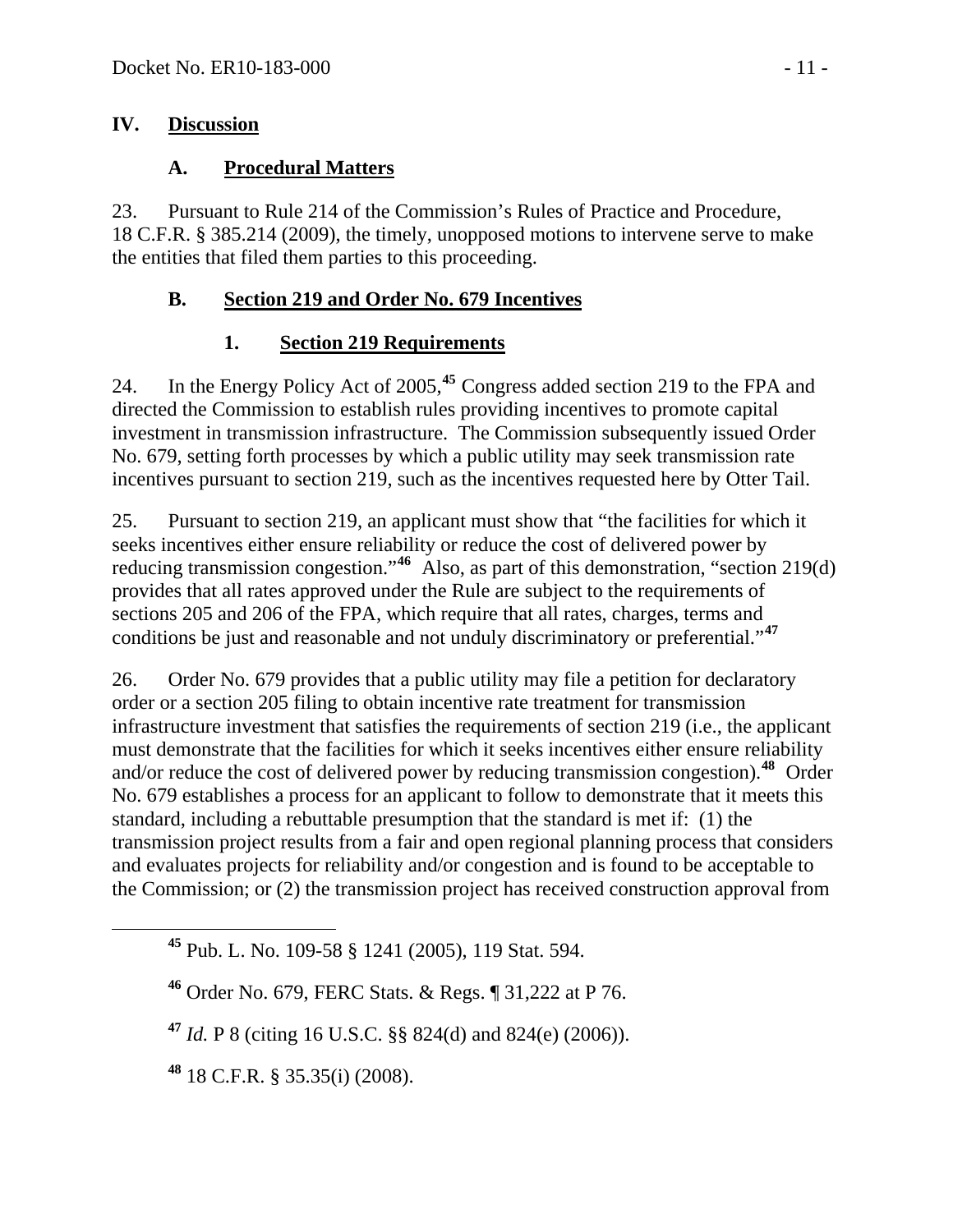## IV. Discussion

### A. Procedural Matters

23. Pursuant to Rule 214 of the Commission's Rules of Practice and Procedure, 18 C.F.R. § 385.214 (2009), the timely, unopposed motions to intervene serve to make the entities that filed them parties to this proceeding.

### B. Section 219 and Order No. 679 Incentives

#### 1. Section 219 Requirements

24. In the Energy Policy Act of 2005,[45] Congress added section 219 to the FPA and directed the Commission to establish rules providing incentives to promote capital investment in transmission infrastructure. The Commission subsequently issued Order No. 679, setting forth processes by which a public utility may seek transmission rate incentives pursuant to section 219, such as the incentives requested here by Otter Tail.

25. Pursuant to section 219, an applicant must show that "the facilities for which it seeks incentives either ensure reliability or reduce the cost of delivered power by reducing transmission congestion."[46] Also, as part of this demonstration, "section 219(d) provides that all rates approved under the Rule are subject to the requirements of sections 205 and 206 of the FPA, which require that all rates, charges, terms and conditions be just and reasonable and not unduly discriminatory or preferential."[47]

26. Order No. 679 provides that a public utility may file a petition for declaratory order or a section 205 filing to obtain incentive rate treatment for transmission infrastructure investment that satisfies the requirements of section 219 (i.e., the applicant must demonstrate that the facilities for which it seeks incentives either ensure reliability and/or reduce the cost of delivered power by reducing transmission congestion).[48] Order No. 679 establishes a process for an applicant to follow to demonstrate that it meets this standard, including a rebuttable presumption that the standard is met if: (1) the transmission project results from a fair and open regional planning process that considers and evaluates projects for reliability and/or congestion and is found to be acceptable to the Commission; or (2) the transmission project has received construction approval from

---

[45] Pub. L. No. 109-58 § 1241 (2005), 119 Stat. 594.

[46] Order No. 679, FERC Stats. & Regs. ¶ 31,222 at P 76.

[47] *Id.* P 8 (citing 16 U.S.C. §§ 824(d) and 824(e) (2006)).

[48] 18 C.F.R. § 35.35(i) (2008).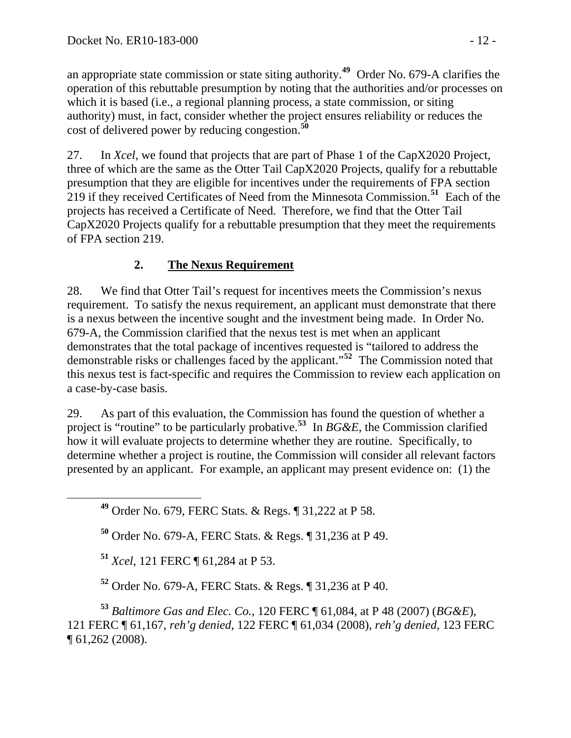an appropriate state commission or state siting authority.[49] Order No. 679-A clarifies the operation of this rebuttable presumption by noting that the authorities and/or processes on which it is based (i.e., a regional planning process, a state commission, or siting authority) must, in fact, consider whether the project ensures reliability or reduces the cost of delivered power by reducing congestion.[50]

27. In *Xcel*, we found that projects that are part of Phase 1 of the CapX2020 Project, three of which are the same as the Otter Tail CapX2020 Projects, qualify for a rebuttable presumption that they are eligible for incentives under the requirements of FPA section 219 if they received Certificates of Need from the Minnesota Commission.[51] Each of the projects has received a Certificate of Need. Therefore, we find that the Otter Tail CapX2020 Projects qualify for a rebuttable presumption that they meet the requirements of FPA section 219.

## 2. <u>The Nexus Requirement</u>

28. We find that Otter Tail's request for incentives meets the Commission's nexus requirement. To satisfy the nexus requirement, an applicant must demonstrate that there is a nexus between the incentive sought and the investment being made. In Order No. 679-A, the Commission clarified that the nexus test is met when an applicant demonstrates that the total package of incentives requested is "tailored to address the demonstrable risks or challenges faced by the applicant."[52] The Commission noted that this nexus test is fact-specific and requires the Commission to review each application on a case-by-case basis.

29. As part of this evaluation, the Commission has found the question of whether a project is "routine" to be particularly probative.[53] In *BG&E*, the Commission clarified how it will evaluate projects to determine whether they are routine. Specifically, to determine whether a project is routine, the Commission will consider all relevant factors presented by an applicant. For example, an applicant may present evidence on: (1) the

---

[49] Order No. 679, FERC Stats. & Regs. ¶ 31,222 at P 58.

[50] Order No. 679-A, FERC Stats. & Regs. ¶ 31,236 at P 49.

[51] *Xcel*, 121 FERC ¶ 61,284 at P 53.

[52] Order No. 679-A, FERC Stats. & Regs. ¶ 31,236 at P 40.

[53] *Baltimore Gas and Elec. Co.*, 120 FERC ¶ 61,084, at P 48 (2007) (*BG&E*), 121 FERC ¶ 61,167, *reh'g denied*, 122 FERC ¶ 61,034 (2008), *reh'g denied*, 123 FERC ¶ 61,262 (2008).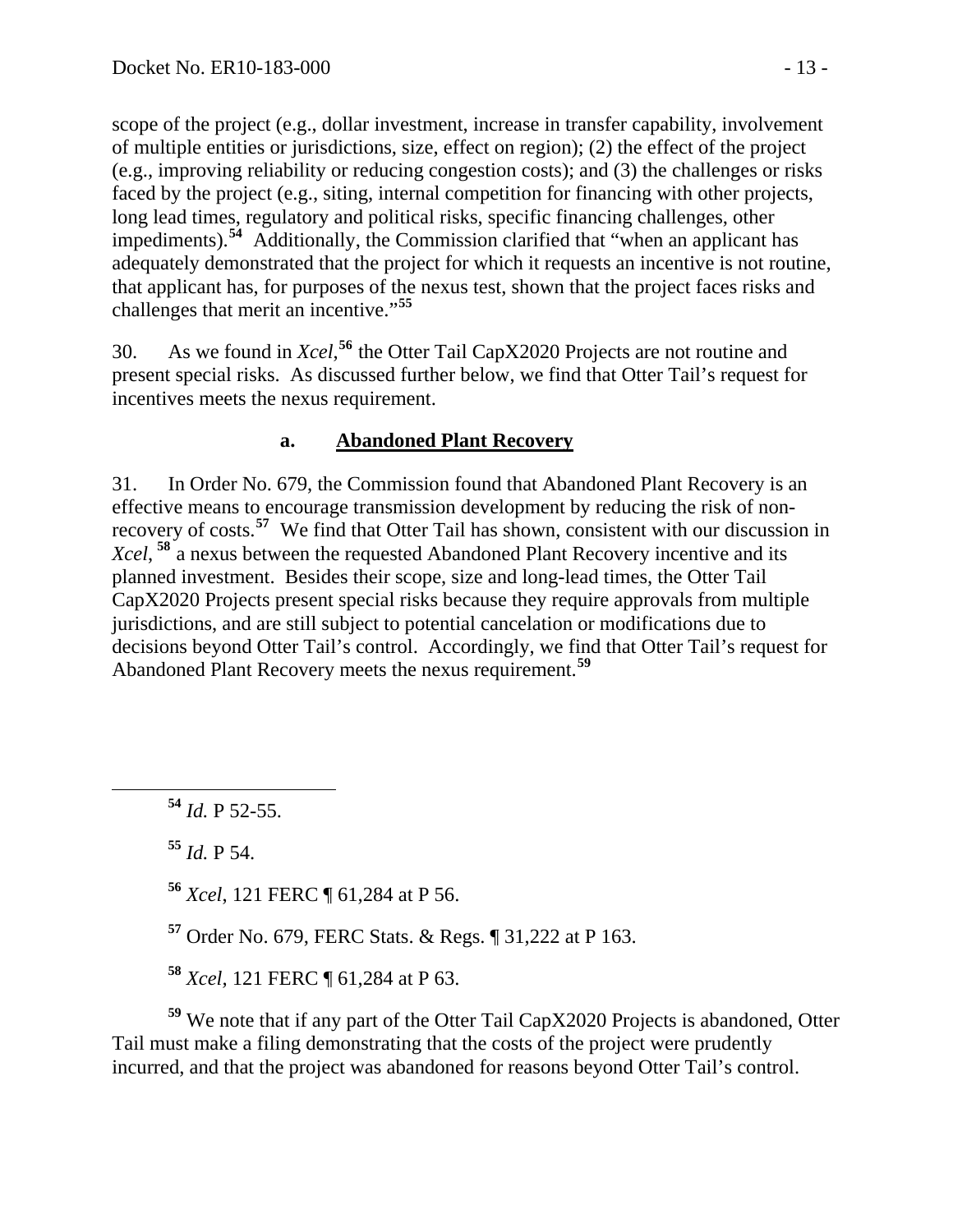scope of the project (e.g., dollar investment, increase in transfer capability, involvement of multiple entities or jurisdictions, size, effect on region); (2) the effect of the project (e.g., improving reliability or reducing congestion costs); and (3) the challenges or risks faced by the project (e.g., siting, internal competition for financing with other projects, long lead times, regulatory and political risks, specific financing challenges, other impediments).[54] Additionally, the Commission clarified that "when an applicant has adequately demonstrated that the project for which it requests an incentive is not routine, that applicant has, for purposes of the nexus test, shown that the project faces risks and challenges that merit an incentive."[55]

30. As we found in *Xcel*,[56] the Otter Tail CapX2020 Projects are not routine and present special risks. As discussed further below, we find that Otter Tail's request for incentives meets the nexus requirement.

### a. **Abandoned Plant Recovery**

31. In Order No. 679, the Commission found that Abandoned Plant Recovery is an effective means to encourage transmission development by reducing the risk of non-recovery of costs.[57] We find that Otter Tail has shown, consistent with our discussion in *Xcel*, [58] a nexus between the requested Abandoned Plant Recovery incentive and its planned investment. Besides their scope, size and long-lead times, the Otter Tail CapX2020 Projects present special risks because they require approvals from multiple jurisdictions, and are still subject to potential cancelation or modifications due to decisions beyond Otter Tail's control. Accordingly, we find that Otter Tail's request for Abandoned Plant Recovery meets the nexus requirement.[59]

---

[54] *Id.* P 52-55.

[55] *Id.* P 54.

[56] *Xcel*, 121 FERC ¶ 61,284 at P 56.

[57] Order No. 679, FERC Stats. & Regs. ¶ 31,222 at P 163.

[58] *Xcel*, 121 FERC ¶ 61,284 at P 63.

[59] We note that if any part of the Otter Tail CapX2020 Projects is abandoned, Otter Tail must make a filing demonstrating that the costs of the project were prudently incurred, and that the project was abandoned for reasons beyond Otter Tail's control.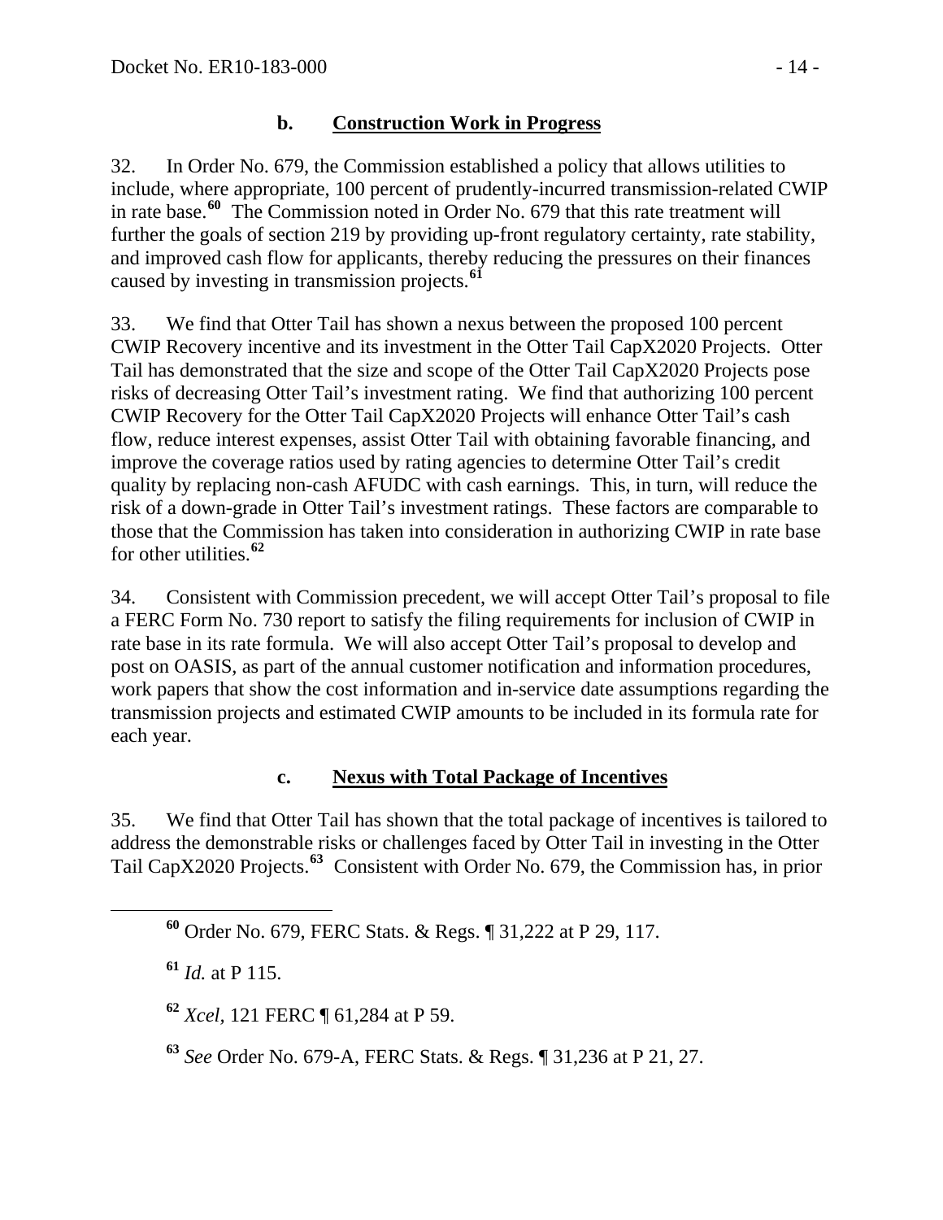### b. Construction Work in Progress

32. In Order No. 679, the Commission established a policy that allows utilities to include, where appropriate, 100 percent of prudently-incurred transmission-related CWIP in rate base.[60] The Commission noted in Order No. 679 that this rate treatment will further the goals of section 219 by providing up-front regulatory certainty, rate stability, and improved cash flow for applicants, thereby reducing the pressures on their finances caused by investing in transmission projects.[61]

33. We find that Otter Tail has shown a nexus between the proposed 100 percent CWIP Recovery incentive and its investment in the Otter Tail CapX2020 Projects. Otter Tail has demonstrated that the size and scope of the Otter Tail CapX2020 Projects pose risks of decreasing Otter Tail's investment rating. We find that authorizing 100 percent CWIP Recovery for the Otter Tail CapX2020 Projects will enhance Otter Tail's cash flow, reduce interest expenses, assist Otter Tail with obtaining favorable financing, and improve the coverage ratios used by rating agencies to determine Otter Tail's credit quality by replacing non-cash AFUDC with cash earnings. This, in turn, will reduce the risk of a down-grade in Otter Tail's investment ratings. These factors are comparable to those that the Commission has taken into consideration in authorizing CWIP in rate base for other utilities.[62]

34. Consistent with Commission precedent, we will accept Otter Tail's proposal to file a FERC Form No. 730 report to satisfy the filing requirements for inclusion of CWIP in rate base in its rate formula. We will also accept Otter Tail's proposal to develop and post on OASIS, as part of the annual customer notification and information procedures, work papers that show the cost information and in-service date assumptions regarding the transmission projects and estimated CWIP amounts to be included in its formula rate for each year.

### c. Nexus with Total Package of Incentives

35. We find that Otter Tail has shown that the total package of incentives is tailored to address the demonstrable risks or challenges faced by Otter Tail in investing in the Otter Tail CapX2020 Projects.[63] Consistent with Order No. 679, the Commission has, in prior

---

[60] Order No. 679, FERC Stats. & Regs. ¶ 31,222 at P 29, 117.

[61] *Id.* at P 115.

[62] *Xcel*, 121 FERC ¶ 61,284 at P 59.

[63] *See* Order No. 679-A, FERC Stats. & Regs. ¶ 31,236 at P 21, 27.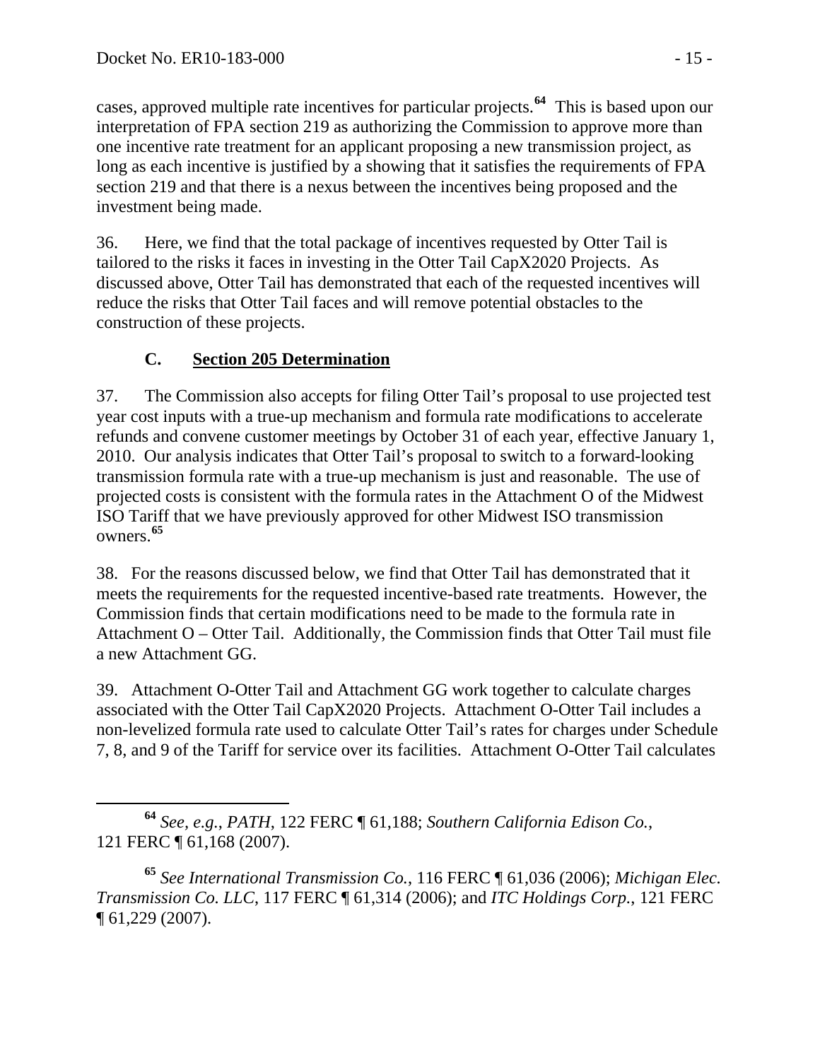cases, approved multiple rate incentives for particular projects.[64] This is based upon our interpretation of FPA section 219 as authorizing the Commission to approve more than one incentive rate treatment for an applicant proposing a new transmission project, as long as each incentive is justified by a showing that it satisfies the requirements of FPA section 219 and that there is a nexus between the incentives being proposed and the investment being made.

36. Here, we find that the total package of incentives requested by Otter Tail is tailored to the risks it faces in investing in the Otter Tail CapX2020 Projects. As discussed above, Otter Tail has demonstrated that each of the requested incentives will reduce the risks that Otter Tail faces and will remove potential obstacles to the construction of these projects.

### C. Section 205 Determination

37. The Commission also accepts for filing Otter Tail's proposal to use projected test year cost inputs with a true-up mechanism and formula rate modifications to accelerate refunds and convene customer meetings by October 31 of each year, effective January 1, 2010. Our analysis indicates that Otter Tail's proposal to switch to a forward-looking transmission formula rate with a true-up mechanism is just and reasonable. The use of projected costs is consistent with the formula rates in the Attachment O of the Midwest ISO Tariff that we have previously approved for other Midwest ISO transmission owners.[65]

38. For the reasons discussed below, we find that Otter Tail has demonstrated that it meets the requirements for the requested incentive-based rate treatments. However, the Commission finds that certain modifications need to be made to the formula rate in Attachment O – Otter Tail. Additionally, the Commission finds that Otter Tail must file a new Attachment GG.

39. Attachment O-Otter Tail and Attachment GG work together to calculate charges associated with the Otter Tail CapX2020 Projects. Attachment O-Otter Tail includes a non-levelized formula rate used to calculate Otter Tail's rates for charges under Schedule 7, 8, and 9 of the Tariff for service over its facilities. Attachment O-Otter Tail calculates

---

[64] *See, e.g.*, *PATH*, 122 FERC ¶ 61,188; *Southern California Edison Co.*, 121 FERC ¶ 61,168 (2007).

[65] *See International Transmission Co.*, 116 FERC ¶ 61,036 (2006); *Michigan Elec. Transmission Co. LLC*, 117 FERC ¶ 61,314 (2006); and *ITC Holdings Corp.*, 121 FERC ¶ 61,229 (2007).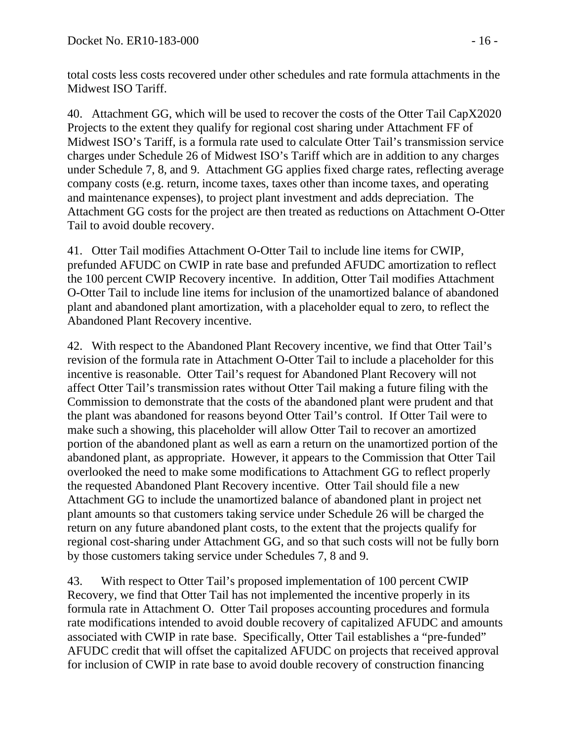total costs less costs recovered under other schedules and rate formula attachments in the Midwest ISO Tariff.

40. Attachment GG, which will be used to recover the costs of the Otter Tail CapX2020 Projects to the extent they qualify for regional cost sharing under Attachment FF of Midwest ISO's Tariff, is a formula rate used to calculate Otter Tail's transmission service charges under Schedule 26 of Midwest ISO's Tariff which are in addition to any charges under Schedule 7, 8, and 9. Attachment GG applies fixed charge rates, reflecting average company costs (e.g. return, income taxes, taxes other than income taxes, and operating and maintenance expenses), to project plant investment and adds depreciation. The Attachment GG costs for the project are then treated as reductions on Attachment O-Otter Tail to avoid double recovery.

41. Otter Tail modifies Attachment O-Otter Tail to include line items for CWIP, prefunded AFUDC on CWIP in rate base and prefunded AFUDC amortization to reflect the 100 percent CWIP Recovery incentive. In addition, Otter Tail modifies Attachment O-Otter Tail to include line items for inclusion of the unamortized balance of abandoned plant and abandoned plant amortization, with a placeholder equal to zero, to reflect the Abandoned Plant Recovery incentive.

42. With respect to the Abandoned Plant Recovery incentive, we find that Otter Tail's revision of the formula rate in Attachment O-Otter Tail to include a placeholder for this incentive is reasonable. Otter Tail's request for Abandoned Plant Recovery will not affect Otter Tail's transmission rates without Otter Tail making a future filing with the Commission to demonstrate that the costs of the abandoned plant were prudent and that the plant was abandoned for reasons beyond Otter Tail's control. If Otter Tail were to make such a showing, this placeholder will allow Otter Tail to recover an amortized portion of the abandoned plant as well as earn a return on the unamortized portion of the abandoned plant, as appropriate. However, it appears to the Commission that Otter Tail overlooked the need to make some modifications to Attachment GG to reflect properly the requested Abandoned Plant Recovery incentive. Otter Tail should file a new Attachment GG to include the unamortized balance of abandoned plant in project net plant amounts so that customers taking service under Schedule 26 will be charged the return on any future abandoned plant costs, to the extent that the projects qualify for regional cost-sharing under Attachment GG, and so that such costs will not be fully born by those customers taking service under Schedules 7, 8 and 9.

43. With respect to Otter Tail's proposed implementation of 100 percent CWIP Recovery, we find that Otter Tail has not implemented the incentive properly in its formula rate in Attachment O. Otter Tail proposes accounting procedures and formula rate modifications intended to avoid double recovery of capitalized AFUDC and amounts associated with CWIP in rate base. Specifically, Otter Tail establishes a "pre-funded" AFUDC credit that will offset the capitalized AFUDC on projects that received approval for inclusion of CWIP in rate base to avoid double recovery of construction financing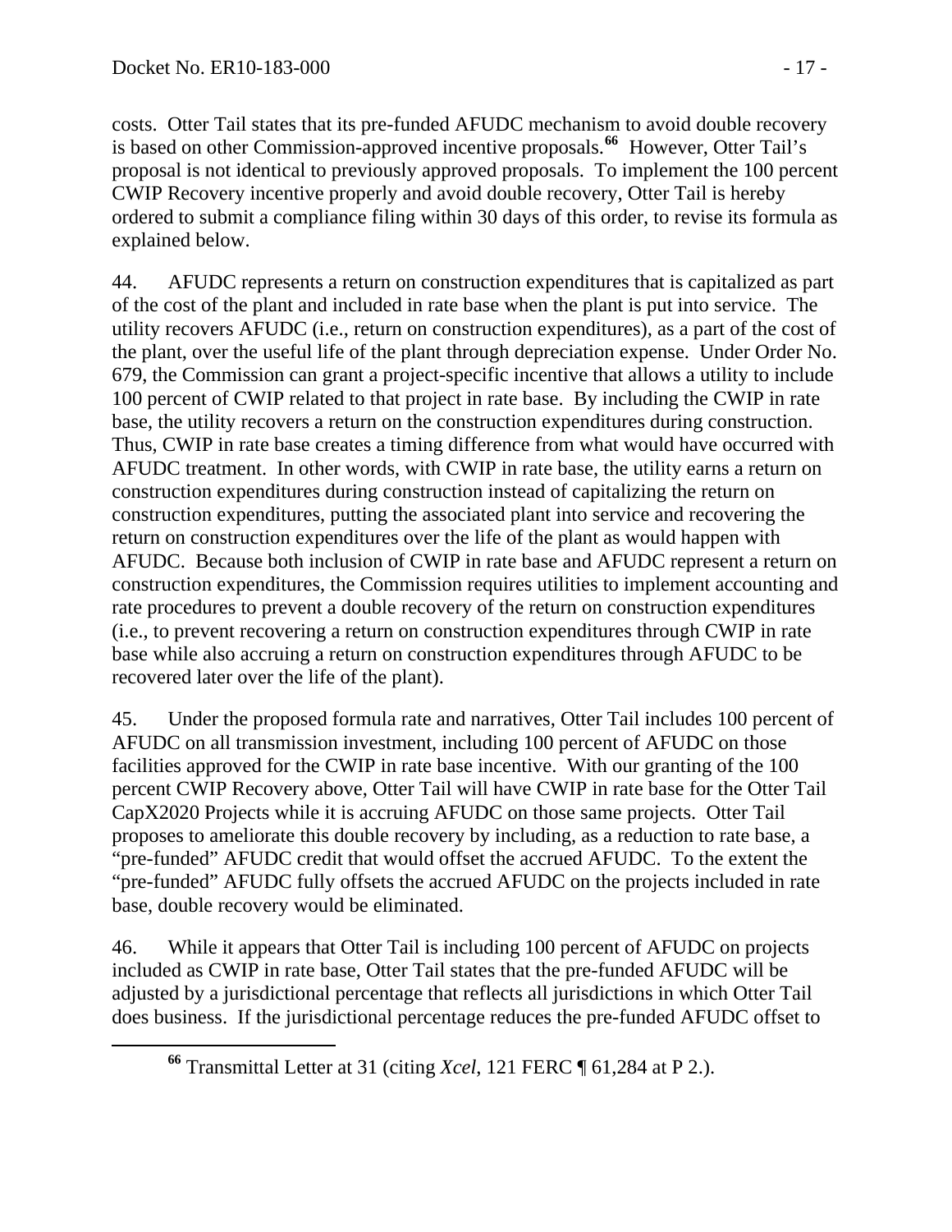costs. Otter Tail states that its pre-funded AFUDC mechanism to avoid double recovery is based on other Commission-approved incentive proposals.[66] However, Otter Tail's proposal is not identical to previously approved proposals. To implement the 100 percent CWIP Recovery incentive properly and avoid double recovery, Otter Tail is hereby ordered to submit a compliance filing within 30 days of this order, to revise its formula as explained below.

44. AFUDC represents a return on construction expenditures that is capitalized as part of the cost of the plant and included in rate base when the plant is put into service. The utility recovers AFUDC (i.e., return on construction expenditures), as a part of the cost of the plant, over the useful life of the plant through depreciation expense. Under Order No. 679, the Commission can grant a project-specific incentive that allows a utility to include 100 percent of CWIP related to that project in rate base. By including the CWIP in rate base, the utility recovers a return on the construction expenditures during construction. Thus, CWIP in rate base creates a timing difference from what would have occurred with AFUDC treatment. In other words, with CWIP in rate base, the utility earns a return on construction expenditures during construction instead of capitalizing the return on construction expenditures, putting the associated plant into service and recovering the return on construction expenditures over the life of the plant as would happen with AFUDC. Because both inclusion of CWIP in rate base and AFUDC represent a return on construction expenditures, the Commission requires utilities to implement accounting and rate procedures to prevent a double recovery of the return on construction expenditures (i.e., to prevent recovering a return on construction expenditures through CWIP in rate base while also accruing a return on construction expenditures through AFUDC to be recovered later over the life of the plant).

45. Under the proposed formula rate and narratives, Otter Tail includes 100 percent of AFUDC on all transmission investment, including 100 percent of AFUDC on those facilities approved for the CWIP in rate base incentive. With our granting of the 100 percent CWIP Recovery above, Otter Tail will have CWIP in rate base for the Otter Tail CapX2020 Projects while it is accruing AFUDC on those same projects. Otter Tail proposes to ameliorate this double recovery by including, as a reduction to rate base, a "pre-funded" AFUDC credit that would offset the accrued AFUDC. To the extent the "pre-funded" AFUDC fully offsets the accrued AFUDC on the projects included in rate base, double recovery would be eliminated.

46. While it appears that Otter Tail is including 100 percent of AFUDC on projects included as CWIP in rate base, Otter Tail states that the pre-funded AFUDC will be adjusted by a jurisdictional percentage that reflects all jurisdictions in which Otter Tail does business. If the jurisdictional percentage reduces the pre-funded AFUDC offset to

[66] Transmittal Letter at 31 (citing *Xcel*, 121 FERC ¶ 61,284 at P 2.).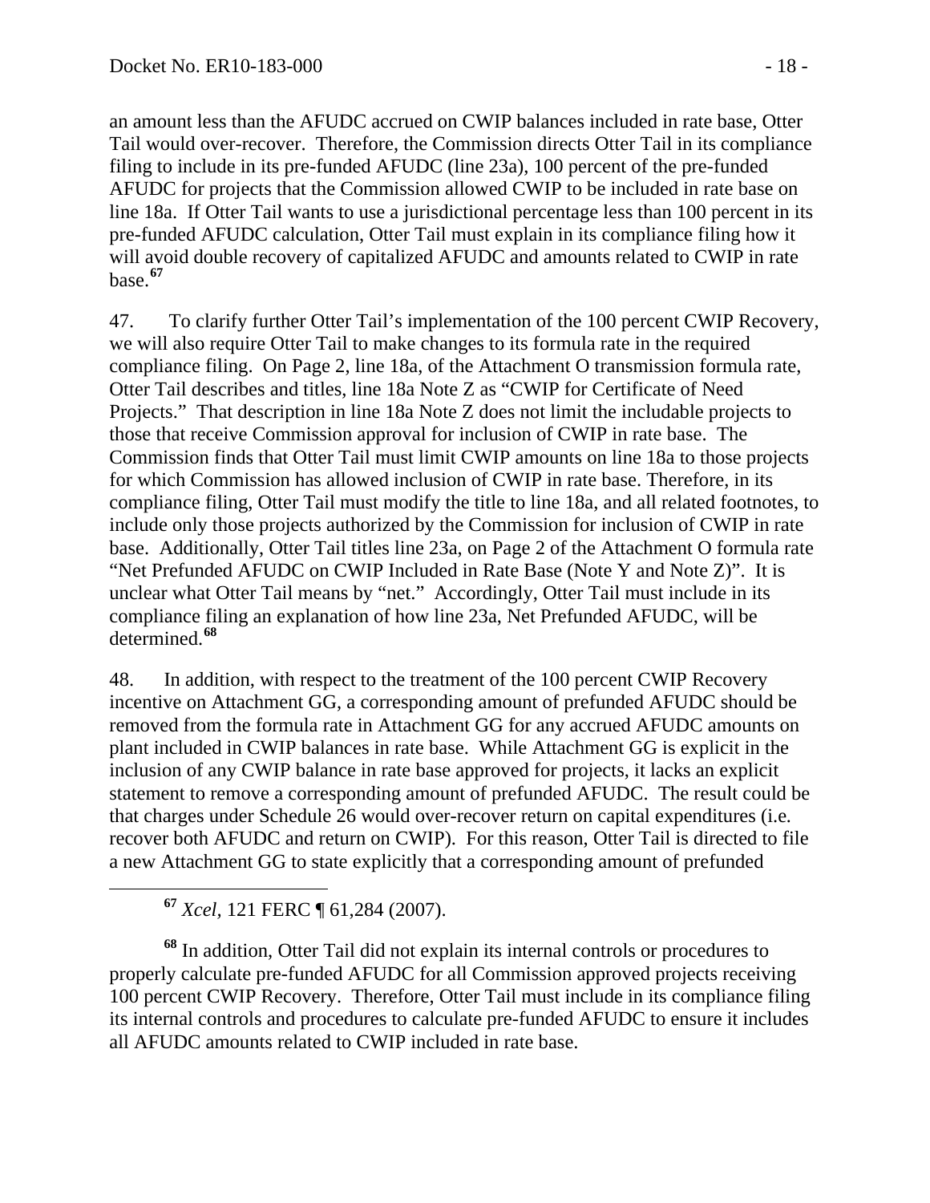an amount less than the AFUDC accrued on CWIP balances included in rate base, Otter Tail would over-recover. Therefore, the Commission directs Otter Tail in its compliance filing to include in its pre-funded AFUDC (line 23a), 100 percent of the pre-funded AFUDC for projects that the Commission allowed CWIP to be included in rate base on line 18a. If Otter Tail wants to use a jurisdictional percentage less than 100 percent in its pre-funded AFUDC calculation, Otter Tail must explain in its compliance filing how it will avoid double recovery of capitalized AFUDC and amounts related to CWIP in rate base.[67]

47. To clarify further Otter Tail's implementation of the 100 percent CWIP Recovery, we will also require Otter Tail to make changes to its formula rate in the required compliance filing. On Page 2, line 18a, of the Attachment O transmission formula rate, Otter Tail describes and titles, line 18a Note Z as "CWIP for Certificate of Need Projects." That description in line 18a Note Z does not limit the includable projects to those that receive Commission approval for inclusion of CWIP in rate base. The Commission finds that Otter Tail must limit CWIP amounts on line 18a to those projects for which Commission has allowed inclusion of CWIP in rate base. Therefore, in its compliance filing, Otter Tail must modify the title to line 18a, and all related footnotes, to include only those projects authorized by the Commission for inclusion of CWIP in rate base. Additionally, Otter Tail titles line 23a, on Page 2 of the Attachment O formula rate "Net Prefunded AFUDC on CWIP Included in Rate Base (Note Y and Note Z)". It is unclear what Otter Tail means by "net." Accordingly, Otter Tail must include in its compliance filing an explanation of how line 23a, Net Prefunded AFUDC, will be determined.[68]

48. In addition, with respect to the treatment of the 100 percent CWIP Recovery incentive on Attachment GG, a corresponding amount of prefunded AFUDC should be removed from the formula rate in Attachment GG for any accrued AFUDC amounts on plant included in CWIP balances in rate base. While Attachment GG is explicit in the inclusion of any CWIP balance in rate base approved for projects, it lacks an explicit statement to remove a corresponding amount of prefunded AFUDC. The result could be that charges under Schedule 26 would over-recover return on capital expenditures (i.e. recover both AFUDC and return on CWIP). For this reason, Otter Tail is directed to file a new Attachment GG to state explicitly that a corresponding amount of prefunded

---

[67] *Xcel*, 121 FERC ¶ 61,284 (2007).

[68] In addition, Otter Tail did not explain its internal controls or procedures to properly calculate pre-funded AFUDC for all Commission approved projects receiving 100 percent CWIP Recovery. Therefore, Otter Tail must include in its compliance filing its internal controls and procedures to calculate pre-funded AFUDC to ensure it includes all AFUDC amounts related to CWIP included in rate base.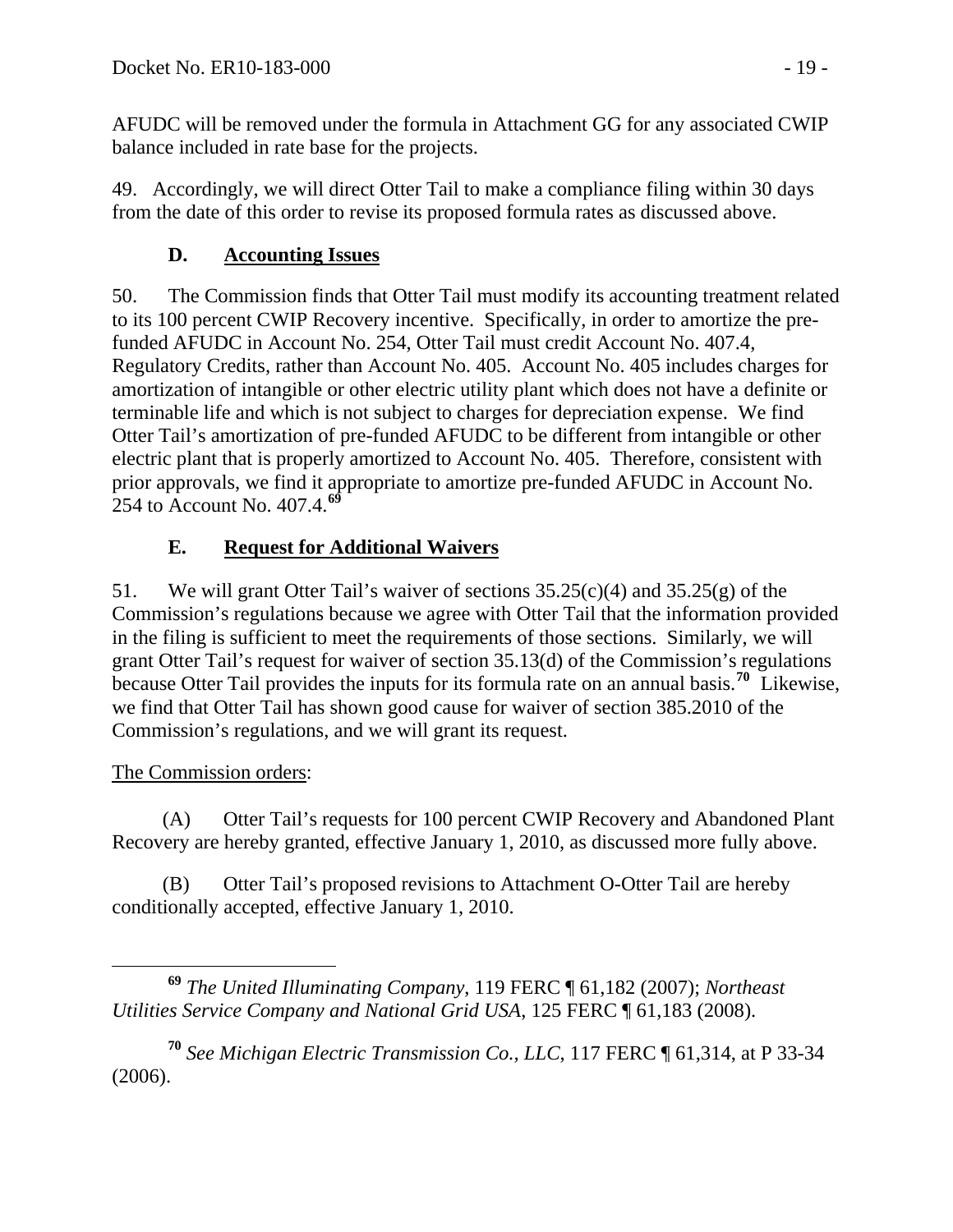AFUDC will be removed under the formula in Attachment GG for any associated CWIP balance included in rate base for the projects.

49. Accordingly, we will direct Otter Tail to make a compliance filing within 30 days from the date of this order to revise its proposed formula rates as discussed above.

### D. Accounting Issues

50. The Commission finds that Otter Tail must modify its accounting treatment related to its 100 percent CWIP Recovery incentive. Specifically, in order to amortize the pre-funded AFUDC in Account No. 254, Otter Tail must credit Account No. 407.4, Regulatory Credits, rather than Account No. 405. Account No. 405 includes charges for amortization of intangible or other electric utility plant which does not have a definite or terminable life and which is not subject to charges for depreciation expense. We find Otter Tail's amortization of pre-funded AFUDC to be different from intangible or other electric plant that is properly amortized to Account No. 405. Therefore, consistent with prior approvals, we find it appropriate to amortize pre-funded AFUDC in Account No. 254 to Account No. 407.4.[69]

### E. Request for Additional Waivers

51. We will grant Otter Tail's waiver of sections 35.25(c)(4) and 35.25(g) of the Commission's regulations because we agree with Otter Tail that the information provided in the filing is sufficient to meet the requirements of those sections. Similarly, we will grant Otter Tail's request for waiver of section 35.13(d) of the Commission's regulations because Otter Tail provides the inputs for its formula rate on an annual basis.[70] Likewise, we find that Otter Tail has shown good cause for waiver of section 385.2010 of the Commission's regulations, and we will grant its request.

The Commission orders:

(A) Otter Tail's requests for 100 percent CWIP Recovery and Abandoned Plant Recovery are hereby granted, effective January 1, 2010, as discussed more fully above.

(B) Otter Tail's proposed revisions to Attachment O-Otter Tail are hereby conditionally accepted, effective January 1, 2010.

---

[69] *The United Illuminating Company*, 119 FERC ¶ 61,182 (2007); *Northeast Utilities Service Company and National Grid USA*, 125 FERC ¶ 61,183 (2008).

[70] *See Michigan Electric Transmission Co., LLC*, 117 FERC ¶ 61,314, at P 33-34 (2006).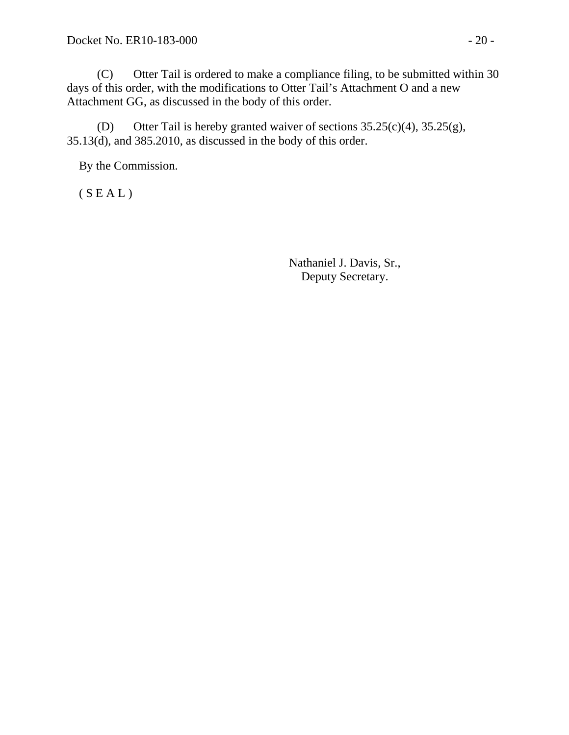(C) Otter Tail is ordered to make a compliance filing, to be submitted within 30 days of this order, with the modifications to Otter Tail's Attachment O and a new Attachment GG, as discussed in the body of this order.

(D) Otter Tail is hereby granted waiver of sections 35.25(c)(4), 35.25(g), 35.13(d), and 385.2010, as discussed in the body of this order.

By the Commission.

( S E A L )

Nathaniel J. Davis, Sr.,
Deputy Secretary.